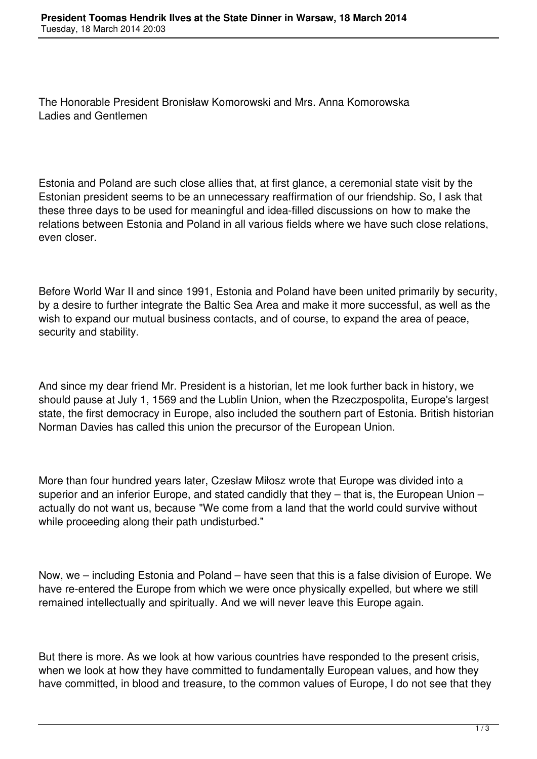The Honorable President Bronisław Komorowski and Mrs. Anna Komorowska
Ladies and Gentlemen

Estonia and Poland are such close allies that, at first glance, a ceremonial state visit by the Estonian president seems to be an unnecessary reaffirmation of our friendship. So, I ask that these three days to be used for meaningful and idea-filled discussions on how to make the relations between Estonia and Poland in all various fields where we have such close relations, even closer.

Before World War II and since 1991, Estonia and Poland have been united primarily by security, by a desire to further integrate the Baltic Sea Area and make it more successful, as well as the wish to expand our mutual business contacts, and of course, to expand the area of peace, security and stability.

And since my dear friend Mr. President is a historian, let me look further back in history, we should pause at July 1, 1569 and the Lublin Union, when the Rzeczpospolita, Europe's largest state, the first democracy in Europe, also included the southern part of Estonia. British historian Norman Davies has called this union the precursor of the European Union.

More than four hundred years later, Czesław Miłosz wrote that Europe was divided into a superior and an inferior Europe, and stated candidly that they – that is, the European Union – actually do not want us, because "We come from a land that the world could survive without while proceeding along their path undisturbed."

Now, we – including Estonia and Poland – have seen that this is a false division of Europe. We have re-entered the Europe from which we were once physically expelled, but where we still remained intellectually and spiritually. And we will never leave this Europe again.

But there is more. As we look at how various countries have responded to the present crisis, when we look at how they have committed to fundamentally European values, and how they have committed, in blood and treasure, to the common values of Europe, I do not see that they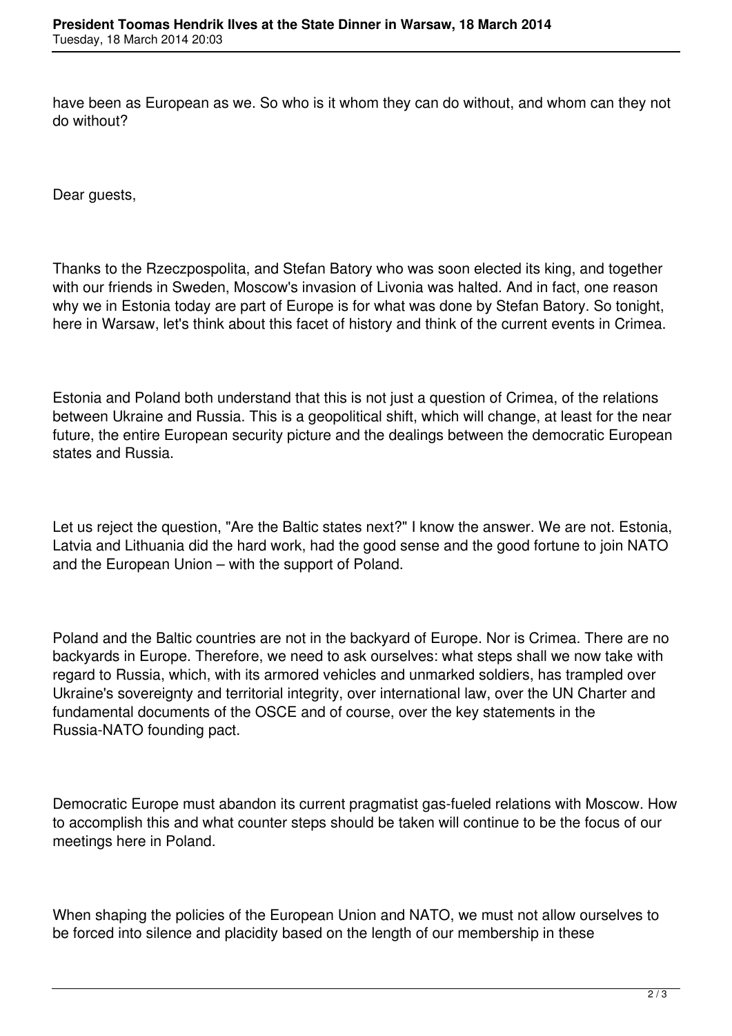have been as European as we. So who is it whom they can do without, and whom can they not do without?

Dear guests,

Thanks to the Rzeczpospolita, and Stefan Batory who was soon elected its king, and together with our friends in Sweden, Moscow's invasion of Livonia was halted. And in fact, one reason why we in Estonia today are part of Europe is for what was done by Stefan Batory. So tonight, here in Warsaw, let's think about this facet of history and think of the current events in Crimea.

Estonia and Poland both understand that this is not just a question of Crimea, of the relations between Ukraine and Russia. This is a geopolitical shift, which will change, at least for the near future, the entire European security picture and the dealings between the democratic European states and Russia.

Let us reject the question, "Are the Baltic states next?" I know the answer. We are not. Estonia, Latvia and Lithuania did the hard work, had the good sense and the good fortune to join NATO and the European Union – with the support of Poland.

Poland and the Baltic countries are not in the backyard of Europe. Nor is Crimea. There are no backyards in Europe. Therefore, we need to ask ourselves: what steps shall we now take with regard to Russia, which, with its armored vehicles and unmarked soldiers, has trampled over Ukraine's sovereignty and territorial integrity, over international law, over the UN Charter and fundamental documents of the OSCE and of course, over the key statements in the Russia-NATO founding pact.

Democratic Europe must abandon its current pragmatist gas-fueled relations with Moscow. How to accomplish this and what counter steps should be taken will continue to be the focus of our meetings here in Poland.

When shaping the policies of the European Union and NATO, we must not allow ourselves to be forced into silence and placidity based on the length of our membership in these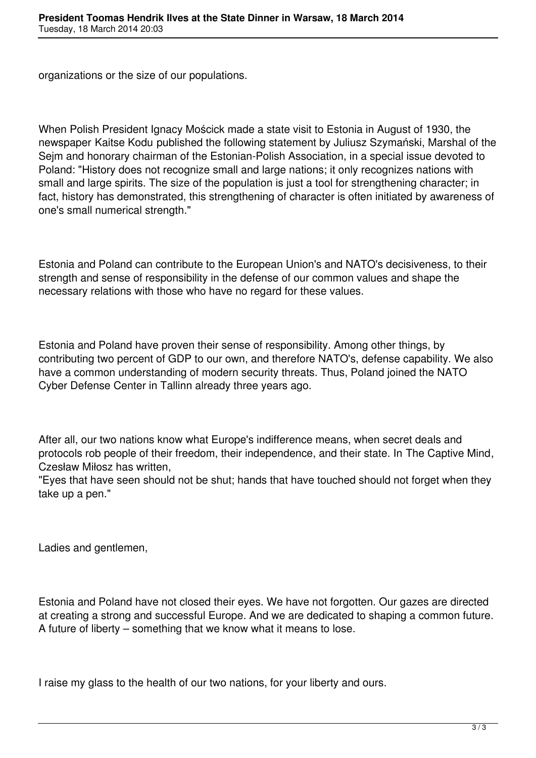organizations or the size of our populations.

When Polish President Ignacy Mościck made a state visit to Estonia in August of 1930, the newspaper Kaitse Kodu published the following statement by Juliusz Szymański, Marshal of the Sejm and honorary chairman of the Estonian-Polish Association, in a special issue devoted to Poland: "History does not recognize small and large nations; it only recognizes nations with small and large spirits. The size of the population is just a tool for strengthening character; in fact, history has demonstrated, this strengthening of character is often initiated by awareness of one's small numerical strength."

Estonia and Poland can contribute to the European Union's and NATO's decisiveness, to their strength and sense of responsibility in the defense of our common values and shape the necessary relations with those who have no regard for these values.

Estonia and Poland have proven their sense of responsibility. Among other things, by contributing two percent of GDP to our own, and therefore NATO's, defense capability. We also have a common understanding of modern security threats. Thus, Poland joined the NATO Cyber Defense Center in Tallinn already three years ago.

After all, our two nations know what Europe's indifference means, when secret deals and protocols rob people of their freedom, their independence, and their state. In The Captive Mind, Czesław Miłosz has written,
"Eyes that have seen should not be shut; hands that have touched should not forget when they take up a pen."

Ladies and gentlemen,

Estonia and Poland have not closed their eyes. We have not forgotten. Our gazes are directed at creating a strong and successful Europe. And we are dedicated to shaping a common future. A future of liberty – something that we know what it means to lose.

I raise my glass to the health of our two nations, for your liberty and ours.